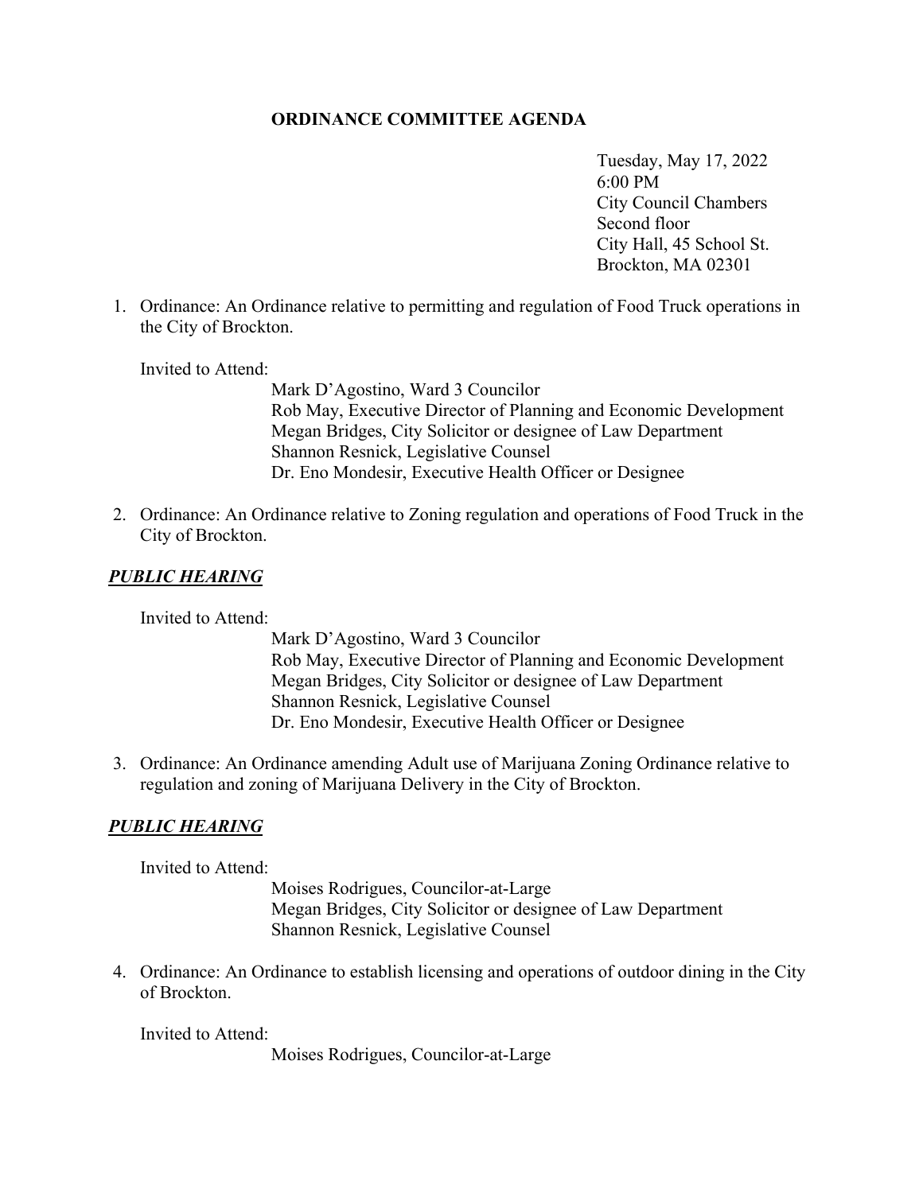# ORDINANCE COMMITTEE AGENDA

Tuesday, May 17, 2022
6:00 PM
City Council Chambers
Second floor
City Hall, 45 School St.
Brockton, MA 02301

1. Ordinance: An Ordinance relative to permitting and regulation of Food Truck operations in the City of Brockton.

   Invited to Attend:

   Mark D'Agostino, Ward 3 Councilor
   Rob May, Executive Director of Planning and Economic Development
   Megan Bridges, City Solicitor or designee of Law Department
   Shannon Resnick, Legislative Counsel
   Dr. Eno Mondesir, Executive Health Officer or Designee

2. Ordinance: An Ordinance relative to Zoning regulation and operations of Food Truck in the City of Brockton.

***PUBLIC HEARING***

   Invited to Attend:

   Mark D'Agostino, Ward 3 Councilor
   Rob May, Executive Director of Planning and Economic Development
   Megan Bridges, City Solicitor or designee of Law Department
   Shannon Resnick, Legislative Counsel
   Dr. Eno Mondesir, Executive Health Officer or Designee

3. Ordinance: An Ordinance amending Adult use of Marijuana Zoning Ordinance relative to regulation and zoning of Marijuana Delivery in the City of Brockton.

***PUBLIC HEARING***

   Invited to Attend:

   Moises Rodrigues, Councilor-at-Large
   Megan Bridges, City Solicitor or designee of Law Department
   Shannon Resnick, Legislative Counsel

4. Ordinance: An Ordinance to establish licensing and operations of outdoor dining in the City of Brockton.

   Invited to Attend:

   Moises Rodrigues, Councilor-at-Large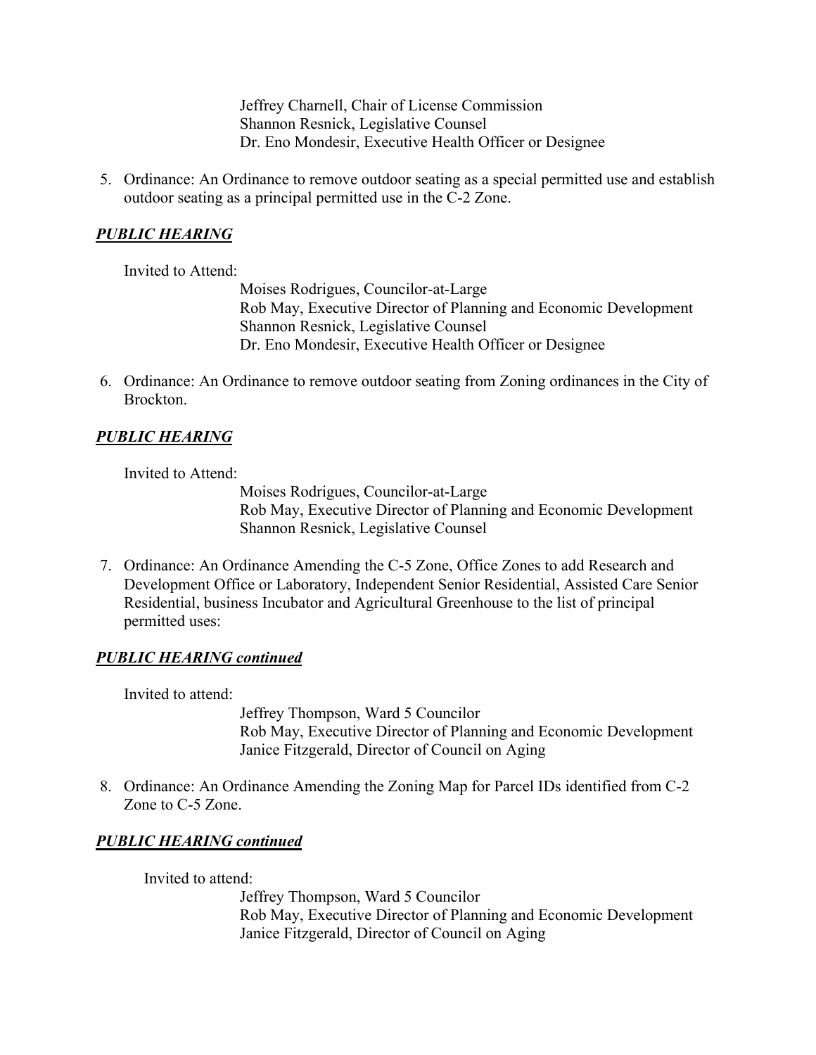Jeffrey Charnell, Chair of License Commission
Shannon Resnick, Legislative Counsel
Dr. Eno Mondesir, Executive Health Officer or Designee

5. Ordinance: An Ordinance to remove outdoor seating as a special permitted use and establish outdoor seating as a principal permitted use in the C-2 Zone.

***PUBLIC HEARING***

Invited to Attend:

Moises Rodrigues, Councilor-at-Large
Rob May, Executive Director of Planning and Economic Development
Shannon Resnick, Legislative Counsel
Dr. Eno Mondesir, Executive Health Officer or Designee

6. Ordinance: An Ordinance to remove outdoor seating from Zoning ordinances in the City of Brockton.

***PUBLIC HEARING***

Invited to Attend:

Moises Rodrigues, Councilor-at-Large
Rob May, Executive Director of Planning and Economic Development
Shannon Resnick, Legislative Counsel

7. Ordinance: An Ordinance Amending the C-5 Zone, Office Zones to add Research and Development Office or Laboratory, Independent Senior Residential, Assisted Care Senior Residential, business Incubator and Agricultural Greenhouse to the list of principal permitted uses:

***PUBLIC HEARING continued***

Invited to attend:

Jeffrey Thompson, Ward 5 Councilor
Rob May, Executive Director of Planning and Economic Development
Janice Fitzgerald, Director of Council on Aging

8. Ordinance: An Ordinance Amending the Zoning Map for Parcel IDs identified from C-2 Zone to C-5 Zone.

***PUBLIC HEARING continued***

Invited to attend:

Jeffrey Thompson, Ward 5 Councilor
Rob May, Executive Director of Planning and Economic Development
Janice Fitzgerald, Director of Council on Aging